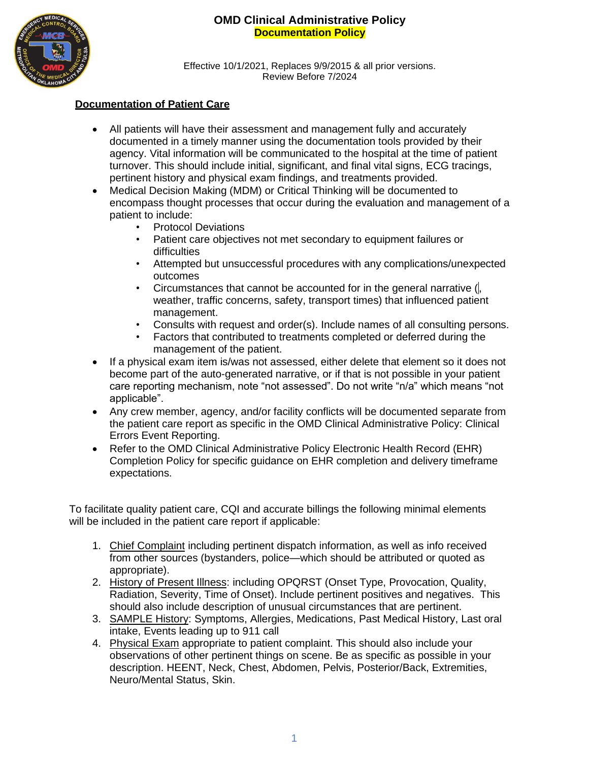# OMD Clinical Administrative Policy

## Documentation Policy

Effective 10/1/2021, Replaces 9/9/2015 & all prior versions.
Review Before 7/2024

### Documentation of Patient Care

- All patients will have their assessment and management fully and accurately documented in a timely manner using the documentation tools provided by their agency. Vital information will be communicated to the hospital at the time of patient turnover. This should include initial, significant, and final vital signs, ECG tracings, pertinent history and physical exam findings, and treatments provided.
- Medical Decision Making (MDM) or Critical Thinking will be documented to encompass thought processes that occur during the evaluation and management of a patient to include:
  - Protocol Deviations
  - Patient care objectives not met secondary to equipment failures or difficulties
  - Attempted but unsuccessful procedures with any complications/unexpected outcomes
  - Circumstances that cannot be accounted for in the general narrative (, weather, traffic concerns, safety, transport times) that influenced patient management.
  - Consults with request and order(s). Include names of all consulting persons.
  - Factors that contributed to treatments completed or deferred during the management of the patient.
- If a physical exam item is/was not assessed, either delete that element so it does not become part of the auto-generated narrative, or if that is not possible in your patient care reporting mechanism, note "not assessed". Do not write "n/a" which means "not applicable".
- Any crew member, agency, and/or facility conflicts will be documented separate from the patient care report as specific in the OMD Clinical Administrative Policy: Clinical Errors Event Reporting.
- Refer to the OMD Clinical Administrative Policy Electronic Health Record (EHR) Completion Policy for specific guidance on EHR completion and delivery timeframe expectations.

To facilitate quality patient care, CQI and accurate billings the following minimal elements will be included in the patient care report if applicable:

1. Chief Complaint including pertinent dispatch information, as well as info received from other sources (bystanders, police—which should be attributed or quoted as appropriate).
2. History of Present Illness: including OPQRST (Onset Type, Provocation, Quality, Radiation, Severity, Time of Onset). Include pertinent positives and negatives. This should also include description of unusual circumstances that are pertinent.
3. SAMPLE History: Symptoms, Allergies, Medications, Past Medical History, Last oral intake, Events leading up to 911 call
4. Physical Exam appropriate to patient complaint. This should also include your observations of other pertinent things on scene. Be as specific as possible in your description. HEENT, Neck, Chest, Abdomen, Pelvis, Posterior/Back, Extremities, Neuro/Mental Status, Skin.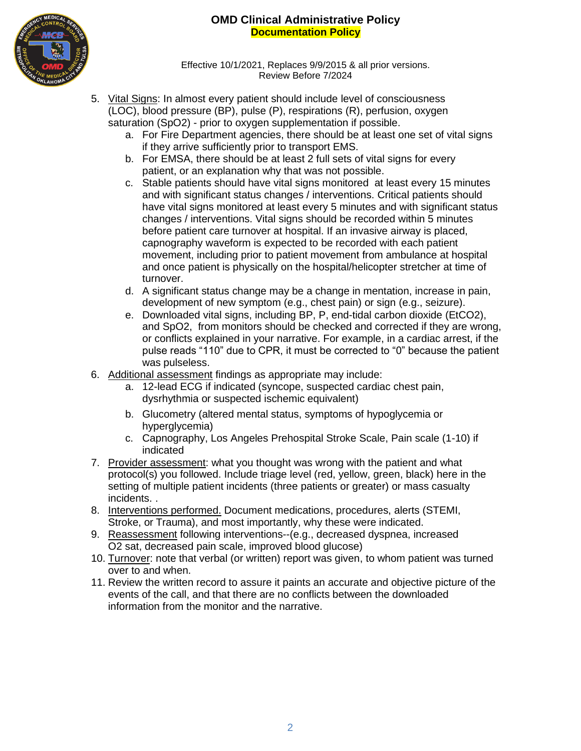5. Vital Signs: In almost every patient should include level of consciousness (LOC), blood pressure (BP), pulse (P), respirations (R), perfusion, oxygen saturation ($SpO_2$) - prior to oxygen supplementation if possible.
    a. For Fire Department agencies, there should be at least one set of vital signs if they arrive sufficiently prior to transport EMS.
    b. For EMSA, there should be at least 2 full sets of vital signs for every patient, or an explanation why that was not possible.
    c. Stable patients should have vital signs monitored at least every 15 minutes and with significant status changes / interventions. Critical patients should have vital signs monitored at least every 5 minutes and with significant status changes / interventions. Vital signs should be recorded within 5 minutes before patient care turnover at hospital. If an invasive airway is placed, capnography waveform is expected to be recorded with each patient movement, including prior to patient movement from ambulance at hospital and once patient is physically on the hospital/helicopter stretcher at time of turnover.
    d. A significant status change may be a change in mentation, increase in pain, development of new symptom (e.g., chest pain) or sign (e.g., seizure).
    e. Downloaded vital signs, including BP, P, end-tidal carbon dioxide ($EtCO_2$), and $SpO_2$, from monitors should be checked and corrected if they are wrong, or conflicts explained in your narrative. For example, in a cardiac arrest, if the pulse reads "110" due to CPR, it must be corrected to "0" because the patient was pulseless.
6. Additional assessment findings as appropriate may include:
    a. 12-lead ECG if indicated (syncope, suspected cardiac chest pain, dysrhythmia or suspected ischemic equivalent)
    b. Glucometry (altered mental status, symptoms of hypoglycemia or hyperglycemia)
    c. Capnography, Los Angeles Prehospital Stroke Scale, Pain scale (1-10) if indicated
7. Provider assessment: what you thought was wrong with the patient and what protocol(s) you followed. Include triage level (red, yellow, green, black) here in the setting of multiple patient incidents (three patients or greater) or mass casualty incidents. .
8. Interventions performed. Document medications, procedures, alerts (STEMI, Stroke, or Trauma), and most importantly, why these were indicated.
9. Reassessment following interventions--(e.g., decreased dyspnea, increased O2 sat, decreased pain scale, improved blood glucose)
10. Turnover: note that verbal (or written) report was given, to whom patient was turned over to and when.
11. Review the written record to assure it paints an accurate and objective picture of the events of the call, and that there are no conflicts between the downloaded information from the monitor and the narrative.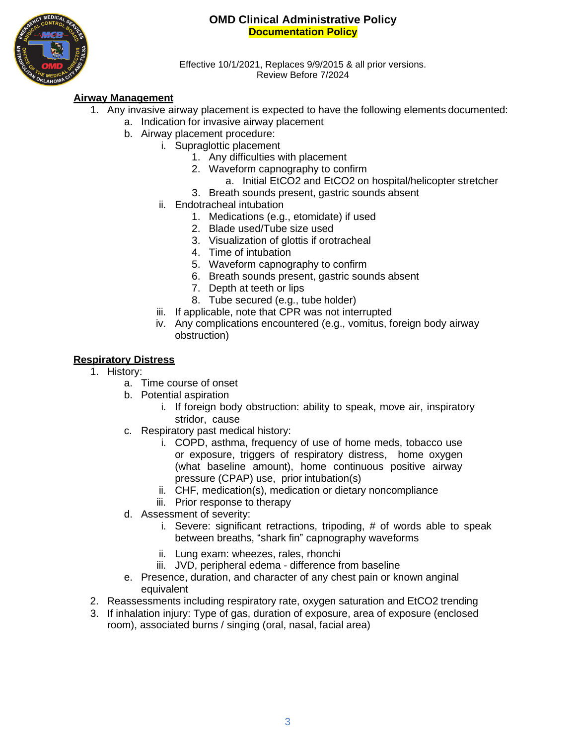# OMD Clinical Administrative Policy

## Documentation Policy

Effective 10/1/2021, Replaces 9/9/2015 & all prior versions.
Review Before 7/2024

**Airway Management**

1. Any invasive airway placement is expected to have the following elements documented:
    a. Indication for invasive airway placement
    b. Airway placement procedure:
        i. Supraglottic placement
            1. Any difficulties with placement
            2. Waveform capnography to confirm
                a. Initial $EtCO_2$ and $EtCO_2$ on hospital/helicopter stretcher
            3. Breath sounds present, gastric sounds absent
        ii. Endotracheal intubation
            1. Medications (e.g., etomidate) if used
            2. Blade used/Tube size used
            3. Visualization of glottis if orotracheal
            4. Time of intubation
            5. Waveform capnography to confirm
            6. Breath sounds present, gastric sounds absent
            7. Depth at teeth or lips
            8. Tube secured (e.g., tube holder)
        iii. If applicable, note that CPR was not interrupted
        iv. Any complications encountered (e.g., vomitus, foreign body airway obstruction)

**Respiratory Distress**

1. History:
    a. Time course of onset
    b. Potential aspiration
        i. If foreign body obstruction: ability to speak, move air, inspiratory stridor, cause
    c. Respiratory past medical history:
        i. COPD, asthma, frequency of use of home meds, tobacco use or exposure, triggers of respiratory distress, home oxygen (what baseline amount), home continuous positive airway pressure (CPAP) use, prior intubation(s)
        ii. CHF, medication(s), medication or dietary noncompliance
        iii. Prior response to therapy
    d. Assessment of severity:
        i. Severe: significant retractions, tripoding, # of words able to speak between breaths, "shark fin" capnography waveforms
        ii. Lung exam: wheezes, rales, rhonchi
        iii. JVD, peripheral edema - difference from baseline
    e. Presence, duration, and character of any chest pain or known anginal equivalent
2. Reassessments including respiratory rate, oxygen saturation and $EtCO_2$ trending
3. If inhalation injury: Type of gas, duration of exposure, area of exposure (enclosed room), associated burns / singing (oral, nasal, facial area)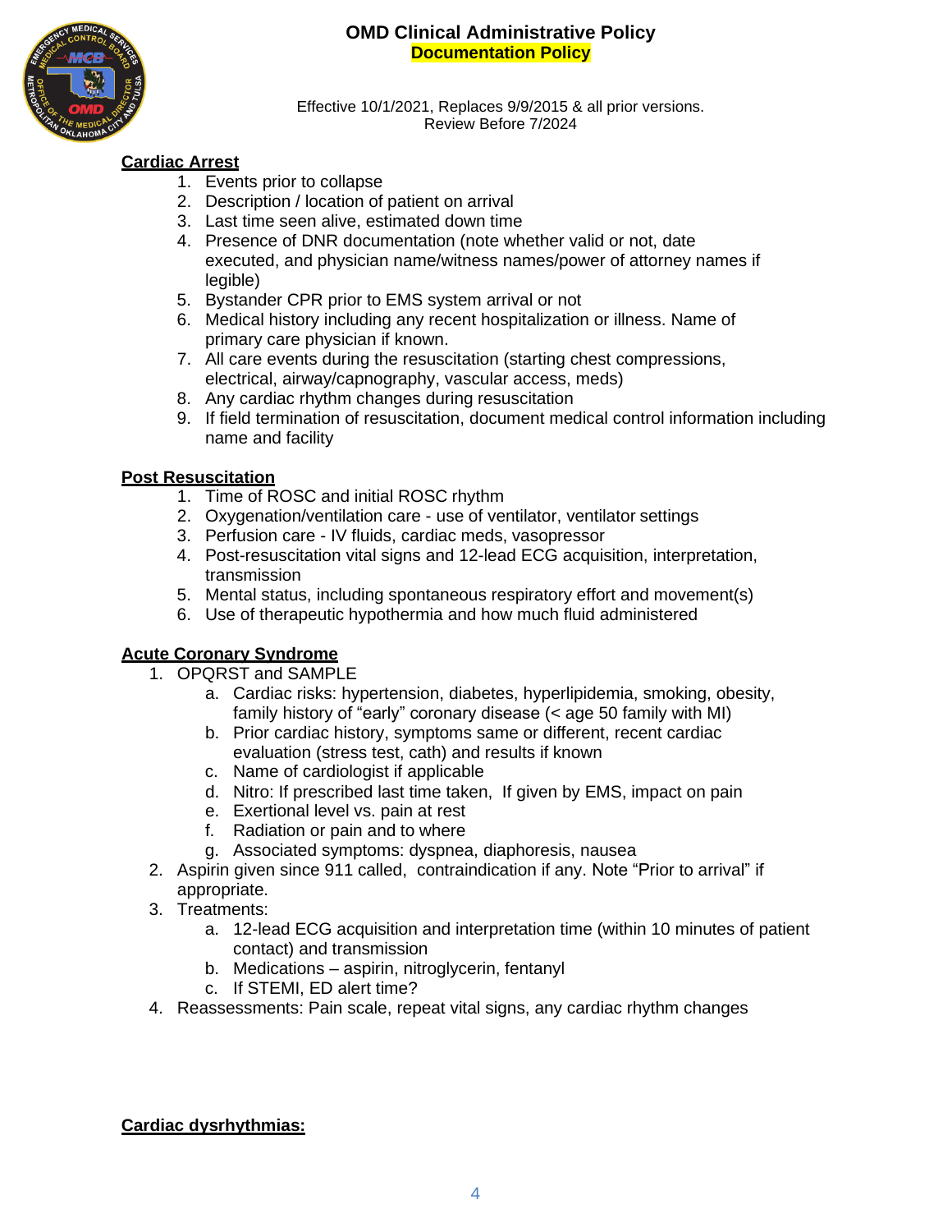## Cardiac Arrest

1. Events prior to collapse
2. Description / location of patient on arrival
3. Last time seen alive, estimated down time
4. Presence of DNR documentation (note whether valid or not, date executed, and physician name/witness names/power of attorney names if legible)
5. Bystander CPR prior to EMS system arrival or not
6. Medical history including any recent hospitalization or illness. Name of primary care physician if known.
7. All care events during the resuscitation (starting chest compressions, electrical, airway/capnography, vascular access, meds)
8. Any cardiac rhythm changes during resuscitation
9. If field termination of resuscitation, document medical control information including name and facility

## Post Resuscitation

1. Time of ROSC and initial ROSC rhythm
2. Oxygenation/ventilation care - use of ventilator, ventilator settings
3. Perfusion care - IV fluids, cardiac meds, vasopressor
4. Post-resuscitation vital signs and 12-lead ECG acquisition, interpretation, transmission
5. Mental status, including spontaneous respiratory effort and movement(s)
6. Use of therapeutic hypothermia and how much fluid administered

## Acute Coronary Syndrome

1. OPQRST and SAMPLE
   a. Cardiac risks: hypertension, diabetes, hyperlipidemia, smoking, obesity, family history of "early" coronary disease (< age 50 family with MI)
   b. Prior cardiac history, symptoms same or different, recent cardiac evaluation (stress test, cath) and results if known
   c. Name of cardiologist if applicable
   d. Nitro: If prescribed last time taken, If given by EMS, impact on pain
   e. Exertional level vs. pain at rest
   f. Radiation or pain and to where
   g. Associated symptoms: dyspnea, diaphoresis, nausea
2. Aspirin given since 911 called, contraindication if any. Note "Prior to arrival" if appropriate.
3. Treatments:
   a. 12-lead ECG acquisition and interpretation time (within 10 minutes of patient contact) and transmission
   b. Medications – aspirin, nitroglycerin, fentanyl
   c. If STEMI, ED alert time?
4. Reassessments: Pain scale, repeat vital signs, any cardiac rhythm changes

## Cardiac dysrhythmias: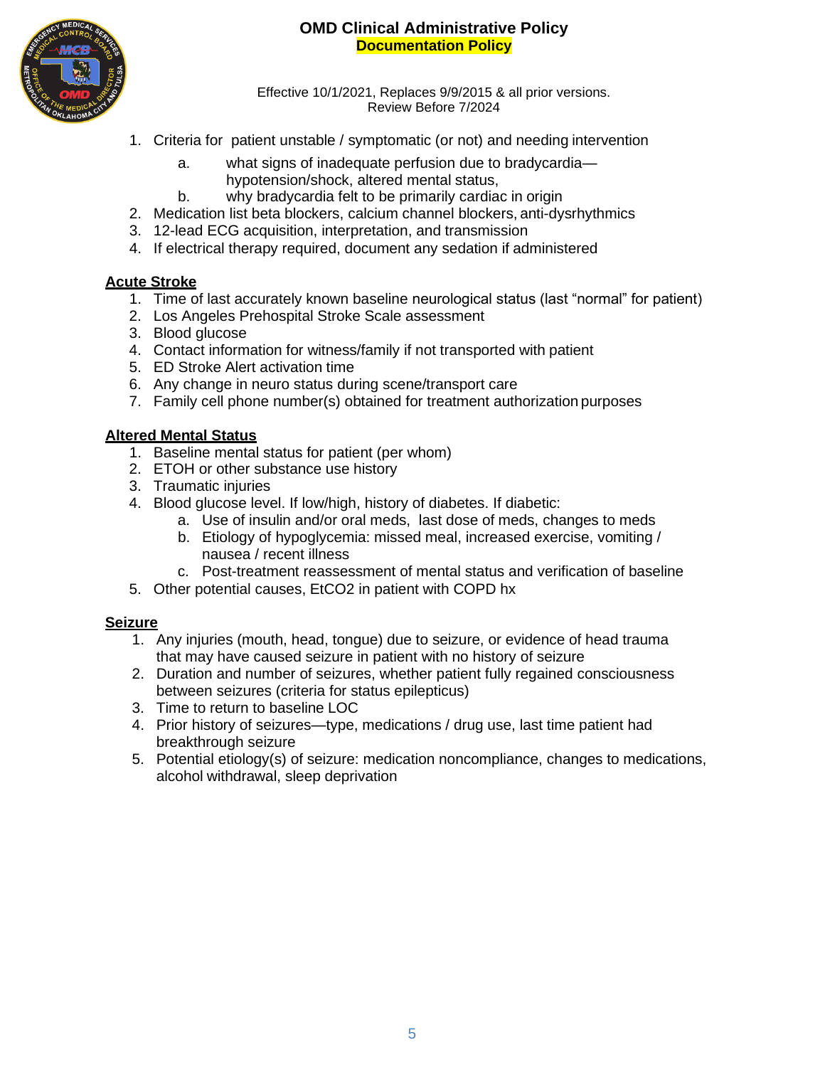1. Criteria for patient unstable / symptomatic (or not) and needing intervention
   a. what signs of inadequate perfusion due to bradycardia—hypotension/shock, altered mental status,
   b. why bradycardia felt to be primarily cardiac in origin
2. Medication list beta blockers, calcium channel blockers, anti-dysrhythmics
3. 12-lead ECG acquisition, interpretation, and transmission
4. If electrical therapy required, document any sedation if administered

**Acute Stroke**

1. Time of last accurately known baseline neurological status (last "normal" for patient)
2. Los Angeles Prehospital Stroke Scale assessment
3. Blood glucose
4. Contact information for witness/family if not transported with patient
5. ED Stroke Alert activation time
6. Any change in neuro status during scene/transport care
7. Family cell phone number(s) obtained for treatment authorization purposes

**Altered Mental Status**

1. Baseline mental status for patient (per whom)
2. ETOH or other substance use history
3. Traumatic injuries
4. Blood glucose level. If low/high, history of diabetes. If diabetic:
   a. Use of insulin and/or oral meds, last dose of meds, changes to meds
   b. Etiology of hypoglycemia: missed meal, increased exercise, vomiting / nausea / recent illness
   c. Post-treatment reassessment of mental status and verification of baseline
5. Other potential causes, EtCO2 in patient with COPD hx

**Seizure**

1. Any injuries (mouth, head, tongue) due to seizure, or evidence of head trauma that may have caused seizure in patient with no history of seizure
2. Duration and number of seizures, whether patient fully regained consciousness between seizures (criteria for status epilepticus)
3. Time to return to baseline LOC
4. Prior history of seizures—type, medications / drug use, last time patient had breakthrough seizure
5. Potential etiology(s) of seizure: medication noncompliance, changes to medications, alcohol withdrawal, sleep deprivation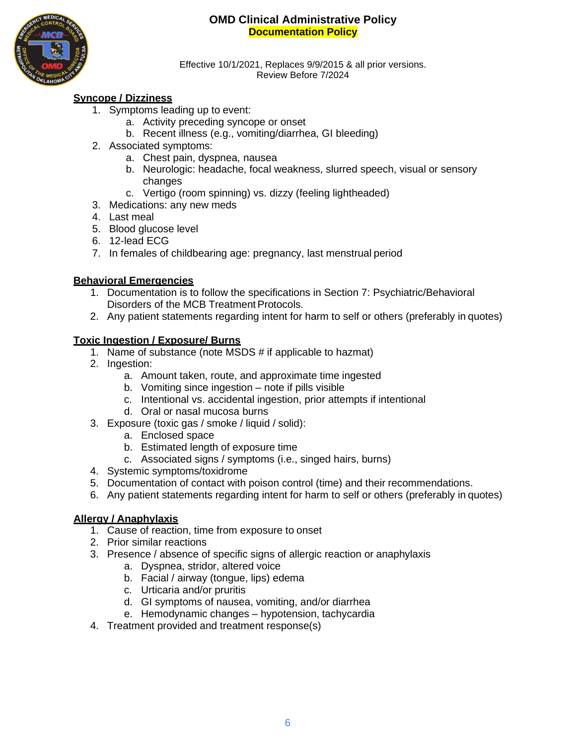## Syncope / Dizziness

1. Symptoms leading up to event:
    a. Activity preceding syncope or onset
    b. Recent illness (e.g., vomiting/diarrhea, GI bleeding)
2. Associated symptoms:
    a. Chest pain, dyspnea, nausea
    b. Neurologic: headache, focal weakness, slurred speech, visual or sensory changes
    c. Vertigo (room spinning) vs. dizzy (feeling lightheaded)
3. Medications: any new meds
4. Last meal
5. Blood glucose level
6. 12-lead ECG
7. In females of childbearing age: pregnancy, last menstrual period

## Behavioral Emergencies

1. Documentation is to follow the specifications in Section 7: Psychiatric/Behavioral Disorders of the MCB Treatment Protocols.
2. Any patient statements regarding intent for harm to self or others (preferably in quotes)

## Toxic Ingestion / Exposure/ Burns

1. Name of substance (note MSDS # if applicable to hazmat)
2. Ingestion:
    a. Amount taken, route, and approximate time ingested
    b. Vomiting since ingestion – note if pills visible
    c. Intentional vs. accidental ingestion, prior attempts if intentional
    d. Oral or nasal mucosa burns
3. Exposure (toxic gas / smoke / liquid / solid):
    a. Enclosed space
    b. Estimated length of exposure time
    c. Associated signs / symptoms (i.e., singed hairs, burns)
4. Systemic symptoms/toxidrome
5. Documentation of contact with poison control (time) and their recommendations.
6. Any patient statements regarding intent for harm to self or others (preferably in quotes)

## Allergy / Anaphylaxis

1. Cause of reaction, time from exposure to onset
2. Prior similar reactions
3. Presence / absence of specific signs of allergic reaction or anaphylaxis
    a. Dyspnea, stridor, altered voice
    b. Facial / airway (tongue, lips) edema
    c. Urticaria and/or pruritis
    d. GI symptoms of nausea, vomiting, and/or diarrhea
    e. Hemodynamic changes – hypotension, tachycardia
4. Treatment provided and treatment response(s)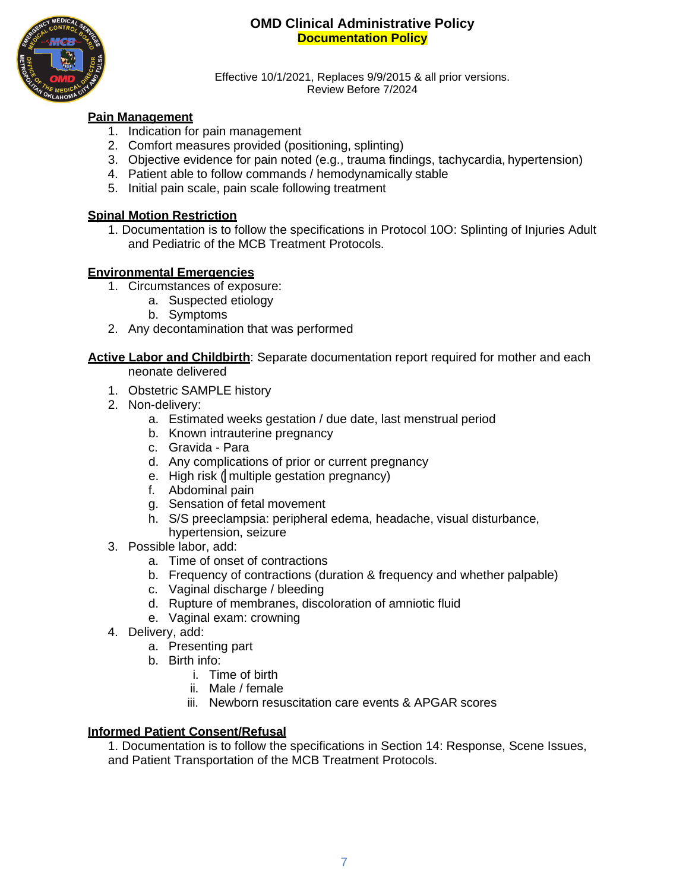## Pain Management

1. Indication for pain management
2. Comfort measures provided (positioning, splinting)
3. Objective evidence for pain noted (e.g., trauma findings, tachycardia, hypertension)
4. Patient able to follow commands / hemodynamically stable
5. Initial pain scale, pain scale following treatment

## Spinal Motion Restriction

1. Documentation is to follow the specifications in Protocol 10O: Splinting of Injuries Adult and Pediatric of the MCB Treatment Protocols.

## Environmental Emergencies

1. Circumstances of exposure:
   a. Suspected etiology
   b. Symptoms
2. Any decontamination that was performed

**Active Labor and Childbirth**: Separate documentation report required for mother and each neonate delivered

1. Obstetric SAMPLE history
2. Non-delivery:
   a. Estimated weeks gestation / due date, last menstrual period
   b. Known intrauterine pregnancy
   c. Gravida - Para
   d. Any complications of prior or current pregnancy
   e. High risk (multiple gestation pregnancy)
   f. Abdominal pain
   g. Sensation of fetal movement
   h. S/S preeclampsia: peripheral edema, headache, visual disturbance, hypertension, seizure
3. Possible labor, add:
   a. Time of onset of contractions
   b. Frequency of contractions (duration & frequency and whether palpable)
   c. Vaginal discharge / bleeding
   d. Rupture of membranes, discoloration of amniotic fluid
   e. Vaginal exam: crowning
4. Delivery, add:
   a. Presenting part
   b. Birth info:
      i. Time of birth
      ii. Male / female
      iii. Newborn resuscitation care events & APGAR scores

## Informed Patient Consent/Refusal

1. Documentation is to follow the specifications in Section 14: Response, Scene Issues, and Patient Transportation of the MCB Treatment Protocols.